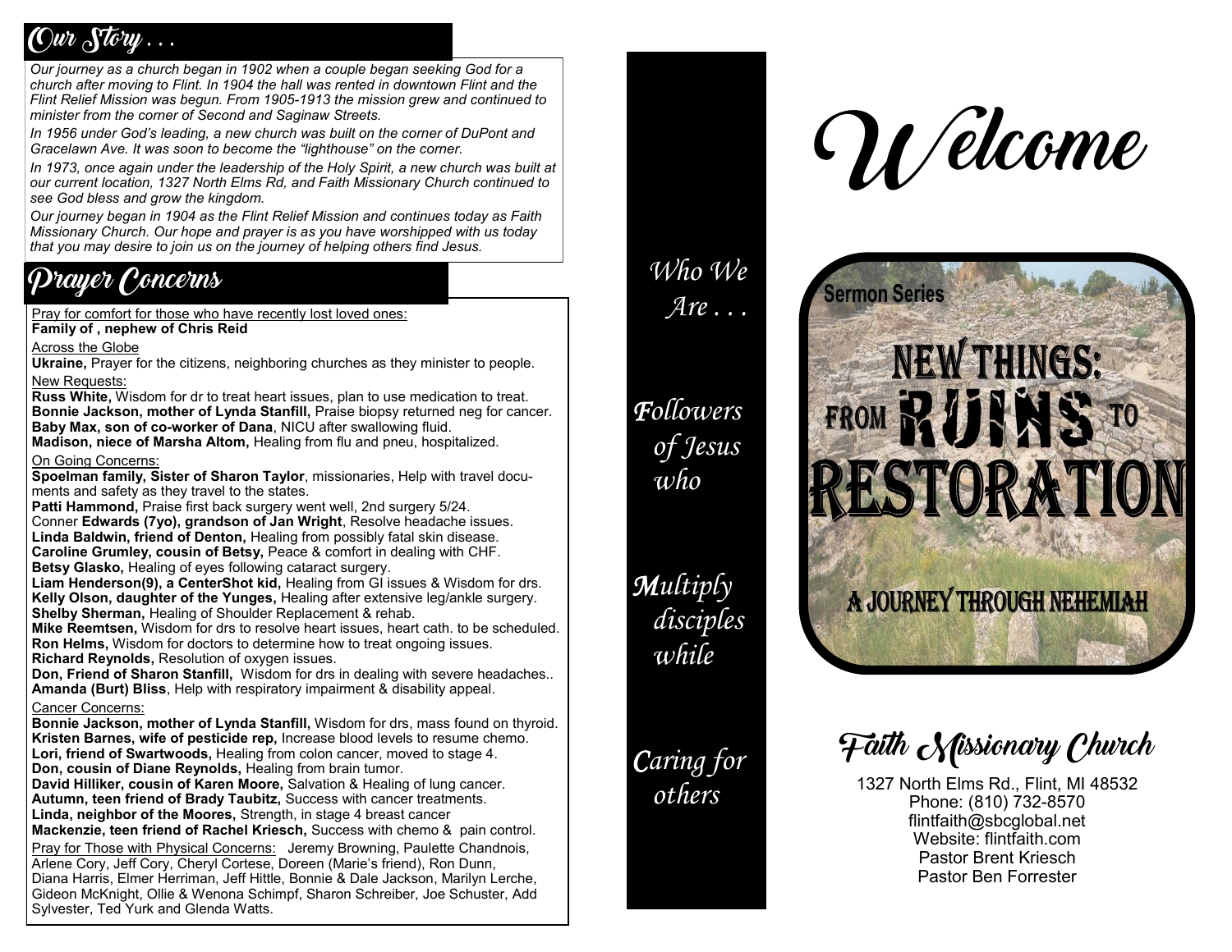## Our Story . . .

*Our journey as a church began in 1902 when a couple began seeking God for a church after moving to Flint. In 1904 the hall was rented in downtown Flint and the Flint Relief Mission was begun. From 1905-1913 the mission grew and continued to minister from the corner of Second and Saginaw Streets.*

*In 1956 under God's leading, a new church was built on the corner of DuPont and Gracelawn Ave. It was soon to become the "lighthouse" on the corner.*

*In 1973, once again under the leadership of the Holy Spirit, a new church was built at our current location, 1327 North Elms Rd, and Faith Missionary Church continued to see God bless and grow the kingdom.*

*Our journey began in 1904 as the Flint Relief Mission and continues today as Faith Missionary Church. Our hope and prayer is as you have worshipped with us today that you may desire to join us on the journey of helping others find Jesus.*

## Prayer Concerns

Pray for comfort for those who have recently lost loved ones:
**Family of , nephew of Chris Reid**

Across the Globe
**Ukraine,** Prayer for the citizens, neighboring churches as they minister to people.

New Requests:
**Russ White,** Wisdom for dr to treat heart issues, plan to use medication to treat.
**Bonnie Jackson, mother of Lynda Stanfill,** Praise biopsy returned neg for cancer.
**Baby Max, son of co-worker of Dana**, NICU after swallowing fluid.
**Madison, niece of Marsha Altom,** Healing from flu and pneu, hospitalized.

On Going Concerns:
**Spoelman family, Sister of Sharon Taylor**, missionaries, Help with travel documents and safety as they travel to the states.
**Patti Hammond,** Praise first back surgery went well, 2nd surgery 5/24.
Conner **Edwards (7yo), grandson of Jan Wright**, Resolve headache issues.
**Linda Baldwin, friend of Denton,** Healing from possibly fatal skin disease.
**Caroline Grumley, cousin of Betsy,** Peace & comfort in dealing with CHF.
**Betsy Glasko,** Healing of eyes following cataract surgery.
**Liam Henderson(9), a CenterShot kid,** Healing from GI issues & Wisdom for drs.
**Kelly Olson, daughter of the Yunges,** Healing after extensive leg/ankle surgery.
**Shelby Sherman,** Healing of Shoulder Replacement & rehab.
**Mike Reemtsen,** Wisdom for drs to resolve heart issues, heart cath. to be scheduled.
**Ron Helms,** Wisdom for doctors to determine how to treat ongoing issues.
**Richard Reynolds,** Resolution of oxygen issues.
**Don, Friend of Sharon Stanfill,** Wisdom for drs in dealing with severe headaches..
**Amanda (Burt) Bliss**, Help with respiratory impairment & disability appeal.

Cancer Concerns:
**Bonnie Jackson, mother of Lynda Stanfill,** Wisdom for drs, mass found on thyroid.
**Kristen Barnes, wife of pesticide rep,** Increase blood levels to resume chemo.
**Lori, friend of Swartwoods,** Healing from colon cancer, moved to stage 4.
**Don, cousin of Diane Reynolds,** Healing from brain tumor.
**David Hilliker, cousin of Karen Moore,** Salvation & Healing of lung cancer.
**Autumn, teen friend of Brady Taubitz,** Success with cancer treatments.
**Linda, neighbor of the Moores,** Strength, in stage 4 breast cancer
**Mackenzie, teen friend of Rachel Kriesch,** Success with chemo & pain control.

Pray for Those with Physical Concerns: Jeremy Browning, Paulette Chandnois, Arlene Cory, Jeff Cory, Cheryl Cortese, Doreen (Marie's friend), Ron Dunn, Diana Harris, Elmer Herriman, Jeff Hittle, Bonnie & Dale Jackson, Marilyn Lerche, Gideon McKnight, Ollie & Wenona Schimpf, Sharon Schreiber, Joe Schuster, Add Sylvester, Ted Yurk and Glenda Watts.

*Who We Are . . .*

***F**ollowers of Jesus who*

***M**ultiply disciples while*

***C**aring for others*

# Welcome

Sermon Series

**NEW THINGS: FROM RUINS TO RESTORATION**

**A JOURNEY THROUGH NEHEMIAH**

## Faith Missionary Church

1327 North Elms Rd., Flint, MI 48532
Phone: (810) 732-8570
flintfaith@sbcglobal.net
Website: flintfaith.com
Pastor Brent Kriesch
Pastor Ben Forrester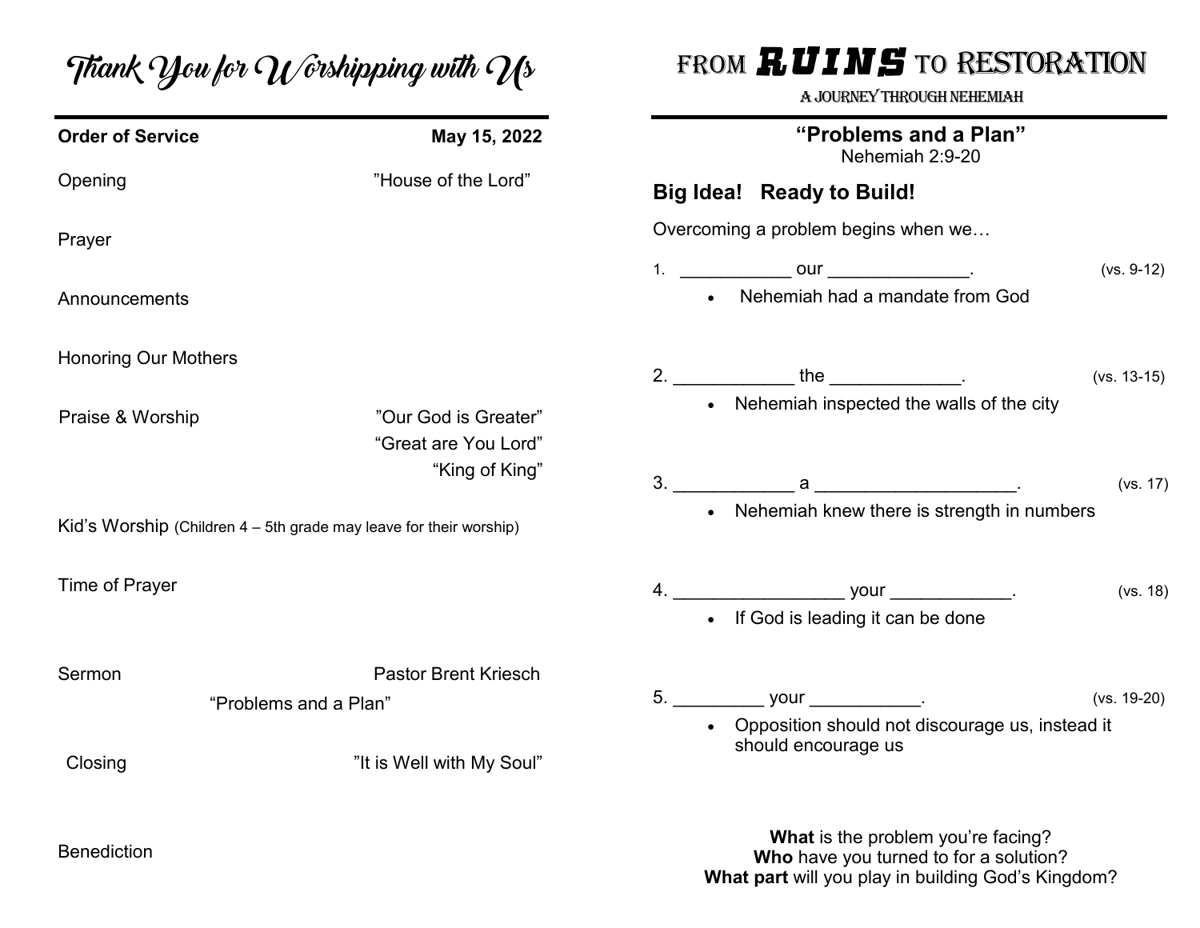# Thank You for Worshipping with Us

**Order of Service** **May 15, 2022**

Opening ”House of the Lord”

Prayer

Announcements

Honoring Our Mothers

Praise & Worship ”Our God is Greater”
“Great are You Lord”
“King of King”

Kid’s Worship (Children 4 – 5th grade may leave for their worship)

Time of Prayer

Sermon Pastor Brent Kriesch
“Problems and a Plan”

Closing ”It is Well with My Soul”

Benediction

# FROM RUINS TO RESTORATION

A JOURNEY THROUGH NEHEMIAH

## “Problems and a Plan”

Nehemiah 2:9-20

### Big Idea! Ready to Build!

Overcoming a problem begins when we…

1. ___________ our ______________. (vs. 9-12)
   - Nehemiah had a mandate from God

2. ____________ the _____________. (vs. 13-15)
   - Nehemiah inspected the walls of the city

3. ____________ a ___________________. (vs. 17)
   - Nehemiah knew there is strength in numbers

4. _________________ your ____________. (vs. 18)
   - If God is leading it can be done

5. _________ your ___________. (vs. 19-20)
   - Opposition should not discourage us, instead it should encourage us

**What** is the problem you’re facing?
**Who** have you turned to for a solution?
**What part** will you play in building God’s Kingdom?